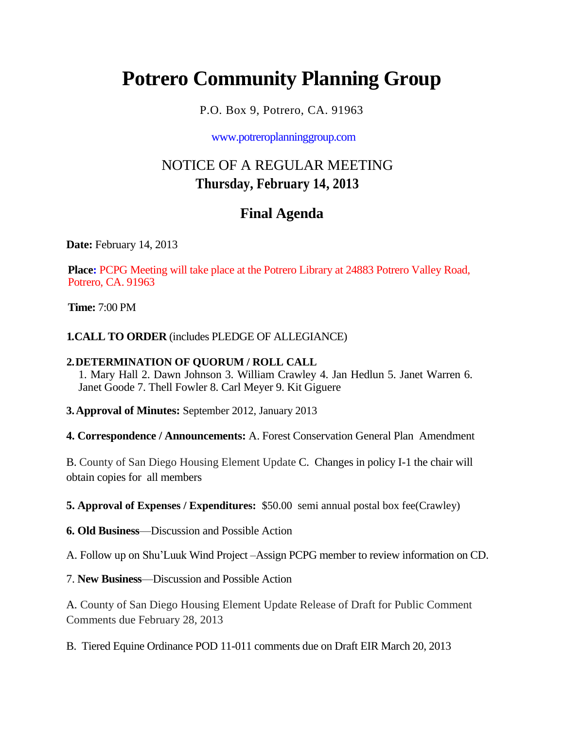# Potrero Community Planning Group

P.O. Box 9, Potrero, CA. 91963

www.potreroplanninggroup.com

## NOTICE OF A REGULAR MEETING
### Thursday, February 14, 2013

## Final Agenda

**Date:** February 14, 2013

**Place:** PCPG Meeting will take place at the Potrero Library at 24883 Potrero Valley Road, Potrero, CA. 91963

**Time:** 7:00 PM

**1.CALL TO ORDER** (includes PLEDGE OF ALLEGIANCE)

**2. DETERMINATION OF QUORUM / ROLL CALL**
1. Mary Hall 2. Dawn Johnson 3. William Crawley 4. Jan Hedlun 5. Janet Warren 6. Janet Goode 7. Thell Fowler 8. Carl Meyer 9. Kit Giguere

**3. Approval of Minutes:** September 2012, January 2013

**4. Correspondence / Announcements:** A. Forest Conservation General Plan Amendment

B. County of San Diego Housing Element Update C. Changes in policy I-1 the chair will obtain copies for all members

**5. Approval of Expenses / Expenditures:** $50.00 semi annual postal box fee(Crawley)

**6. Old Business**—Discussion and Possible Action

A. Follow up on Shu'Luuk Wind Project –Assign PCPG member to review information on CD.

7. **New Business**—Discussion and Possible Action

A. County of San Diego Housing Element Update Release of Draft for Public Comment Comments due February 28, 2013

B. Tiered Equine Ordinance POD 11-011 comments due on Draft EIR March 20, 2013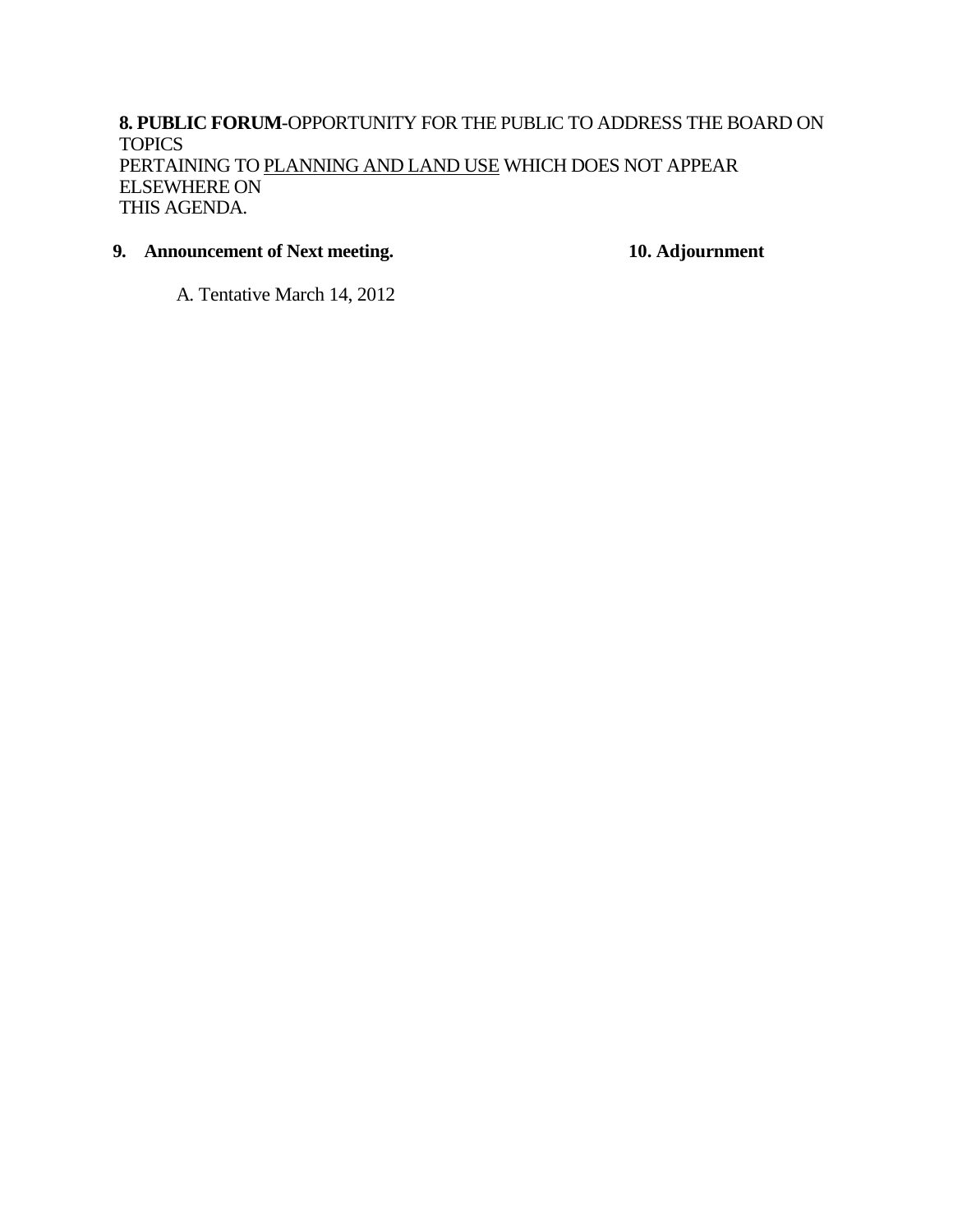**8. PUBLIC FORUM**-OPPORTUNITY FOR THE PUBLIC TO ADDRESS THE BOARD ON TOPICS PERTAINING TO <u>PLANNING AND LAND USE</u> WHICH DOES NOT APPEAR ELSEWHERE ON THIS AGENDA.

**9. Announcement of Next meeting.**

A. Tentative March 14, 2012

**10. Adjournment**